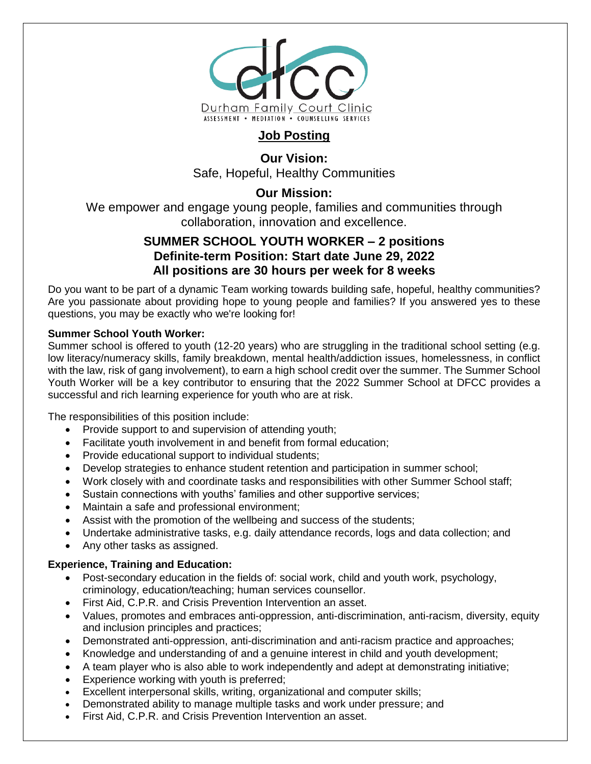Durham Family Court Clinic

ASSESSMENT • MEDIATION • COUNSELLING SERVICES

## Job Posting

**Our Vision:**
Safe, Hopeful, Healthy Communities

**Our Mission:**
We empower and engage young people, families and communities through collaboration, innovation and excellence.

## SUMMER SCHOOL YOUTH WORKER – 2 positions
## Definite-term Position: Start date June 29, 2022
## All positions are 30 hours per week for 8 weeks

Do you want to be part of a dynamic Team working towards building safe, hopeful, healthy communities? Are you passionate about providing hope to young people and families? If you answered yes to these questions, you may be exactly who we're looking for!

**Summer School Youth Worker:**
Summer school is offered to youth (12-20 years) who are struggling in the traditional school setting (e.g. low literacy/numeracy skills, family breakdown, mental health/addiction issues, homelessness, in conflict with the law, risk of gang involvement), to earn a high school credit over the summer. The Summer School Youth Worker will be a key contributor to ensuring that the 2022 Summer School at DFCC provides a successful and rich learning experience for youth who are at risk.

The responsibilities of this position include:

- Provide support to and supervision of attending youth;
- Facilitate youth involvement in and benefit from formal education;
- Provide educational support to individual students;
- Develop strategies to enhance student retention and participation in summer school;
- Work closely with and coordinate tasks and responsibilities with other Summer School staff;
- Sustain connections with youths' families and other supportive services;
- Maintain a safe and professional environment;
- Assist with the promotion of the wellbeing and success of the students;
- Undertake administrative tasks, e.g. daily attendance records, logs and data collection; and
- Any other tasks as assigned.

**Experience, Training and Education:**

- Post-secondary education in the fields of: social work, child and youth work, psychology, criminology, education/teaching; human services counsellor.
- First Aid, C.P.R. and Crisis Prevention Intervention an asset.
- Values, promotes and embraces anti-oppression, anti-discrimination, anti-racism, diversity, equity and inclusion principles and practices;
- Demonstrated anti-oppression, anti-discrimination and anti-racism practice and approaches;
- Knowledge and understanding of and a genuine interest in child and youth development;
- A team player who is also able to work independently and adept at demonstrating initiative;
- Experience working with youth is preferred;
- Excellent interpersonal skills, writing, organizational and computer skills;
- Demonstrated ability to manage multiple tasks and work under pressure; and
- First Aid, C.P.R. and Crisis Prevention Intervention an asset.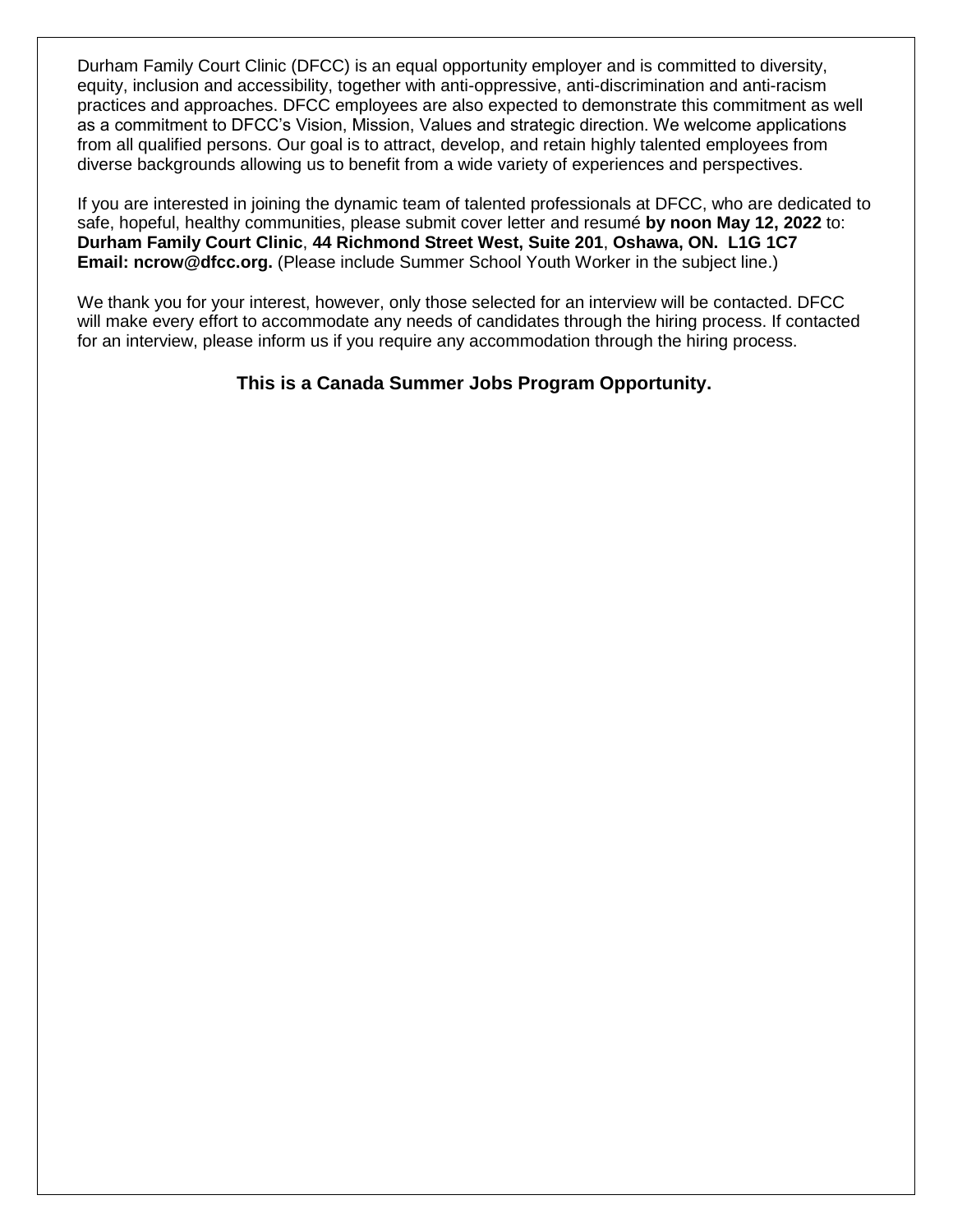Durham Family Court Clinic (DFCC) is an equal opportunity employer and is committed to diversity, equity, inclusion and accessibility, together with anti-oppressive, anti-discrimination and anti-racism practices and approaches. DFCC employees are also expected to demonstrate this commitment as well as a commitment to DFCC's Vision, Mission, Values and strategic direction. We welcome applications from all qualified persons. Our goal is to attract, develop, and retain highly talented employees from diverse backgrounds allowing us to benefit from a wide variety of experiences and perspectives.

If you are interested in joining the dynamic team of talented professionals at DFCC, who are dedicated to safe, hopeful, healthy communities, please submit cover letter and resumé **by noon May 12, 2022** to:
**Durham Family Court Clinic**, **44 Richmond Street West, Suite 201**, **Oshawa, ON. L1G 1C7**
**Email: ncrow@dfcc.org.** (Please include Summer School Youth Worker in the subject line.)

We thank you for your interest, however, only those selected for an interview will be contacted. DFCC will make every effort to accommodate any needs of candidates through the hiring process. If contacted for an interview, please inform us if you require any accommodation through the hiring process.

**This is a Canada Summer Jobs Program Opportunity.**